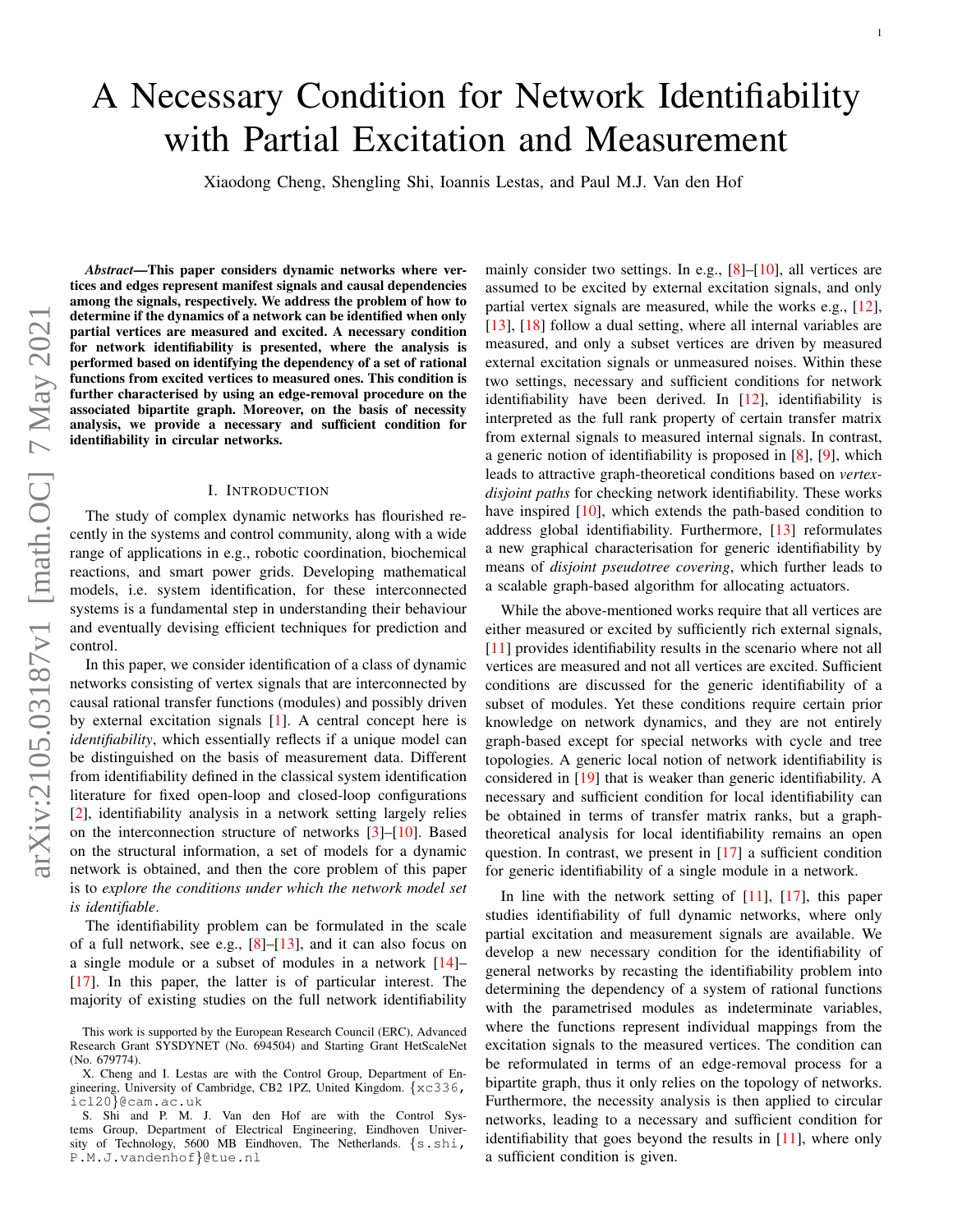# A Necessary Condition for Network Identifiability with Partial Excitation and Measurement

Xiaodong Cheng, Shengling Shi, Ioannis Lestas, and Paul M.J. Van den Hof

***Abstract*—This paper considers dynamic networks where vertices and edges represent manifest signals and causal dependencies among the signals, respectively. We address the problem of how to determine if the dynamics of a network can be identified when only partial vertices are measured and excited. A necessary condition for network identifiability is presented, where the analysis is performed based on identifying the dependency of a set of rational functions from excited vertices to measured ones. This condition is further characterised by using an edge-removal procedure on the associated bipartite graph. Moreover, on the basis of necessity analysis, we provide a necessary and sufficient condition for identifiability in circular networks.**

## I. Introduction

The study of complex dynamic networks has flourished recently in the systems and control community, along with a wide range of applications in e.g., robotic coordination, biochemical reactions, and smart power grids. Developing mathematical models, i.e. system identification, for these interconnected systems is a fundamental step in understanding their behaviour and eventually devising efficient techniques for prediction and control.

In this paper, we consider identification of a class of dynamic networks consisting of vertex signals that are interconnected by causal rational transfer functions (modules) and possibly driven by external excitation signals [1]. A central concept here is *identifiability*, which essentially reflects if a unique model can be distinguished on the basis of measurement data. Different from identifiability defined in the classical system identification literature for fixed open-loop and closed-loop configurations [2], identifiability analysis in a network setting largely relies on the interconnection structure of networks [3]–[10]. Based on the structural information, a set of models for a dynamic network is obtained, and then the core problem of this paper is to *explore the conditions under which the network model set is identifiable*.

The identifiability problem can be formulated in the scale of a full network, see e.g., [8]–[13], and it can also focus on a single module or a subset of modules in a network [14]–[17]. In this paper, the latter is of particular interest. The majority of existing studies on the full network identifiability mainly consider two settings. In e.g., [8]–[10], all vertices are assumed to be excited by external excitation signals, and only partial vertex signals are measured, while the works e.g., [12], [13], [18] follow a dual setting, where all internal variables are measured, and only a subset vertices are driven by measured external excitation signals or unmeasured noises. Within these two settings, necessary and sufficient conditions for network identifiability have been derived. In [12], identifiability is interpreted as the full rank property of certain transfer matrix from external signals to measured internal signals. In contrast, a generic notion of identifiability is proposed in [8], [9], which leads to attractive graph-theoretical conditions based on *vertex-disjoint paths* for checking network identifiability. These works have inspired [10], which extends the path-based condition to address global identifiability. Furthermore, [13] reformulates a new graphical characterisation for generic identifiability by means of *disjoint pseudotree covering*, which further leads to a scalable graph-based algorithm for allocating actuators.

While the above-mentioned works require that all vertices are either measured or excited by sufficiently rich external signals, [11] provides identifiability results in the scenario where not all vertices are measured and not all vertices are excited. Sufficient conditions are discussed for the generic identifiability of a subset of modules. Yet these conditions require certain prior knowledge on network dynamics, and they are not entirely graph-based except for special networks with cycle and tree topologies. A generic local notion of network identifiability is considered in [19] that is weaker than generic identifiability. A necessary and sufficient condition for local identifiability can be obtained in terms of transfer matrix ranks, but a graph-theoretical analysis for local identifiability remains an open question. In contrast, we present in [17] a sufficient condition for generic identifiability of a single module in a network.

In line with the network setting of [11], [17], this paper studies identifiability of full dynamic networks, where only partial excitation and measurement signals are available. We develop a new necessary condition for the identifiability of general networks by recasting the identifiability problem into determining the dependency of a system of rational functions with the parametrised modules as indeterminate variables, where the functions represent individual mappings from the excitation signals to the measured vertices. The condition can be reformulated in terms of an edge-removal process for a bipartite graph, thus it only relies on the topology of networks. Furthermore, the necessity analysis is then applied to circular networks, leading to a necessary and sufficient condition for identifiability that goes beyond the results in [11], where only a sufficient condition is given.

This work is supported by the European Research Council (ERC), Advanced Research Grant SYSDYNET (No. 694504) and Starting Grant HetScaleNet (No. 679774).

X. Cheng and I. Lestas are with the Control Group, Department of Engineering, University of Cambridge, CB2 1PZ, United Kingdom. {xc336, icl20}@cam.ac.uk

S. Shi and P. M. J. Van den Hof are with the Control Systems Group, Department of Electrical Engineering, Eindhoven University of Technology, 5600 MB Eindhoven, The Netherlands. {s.shi, P.M.J.vandenhof}@tue.nl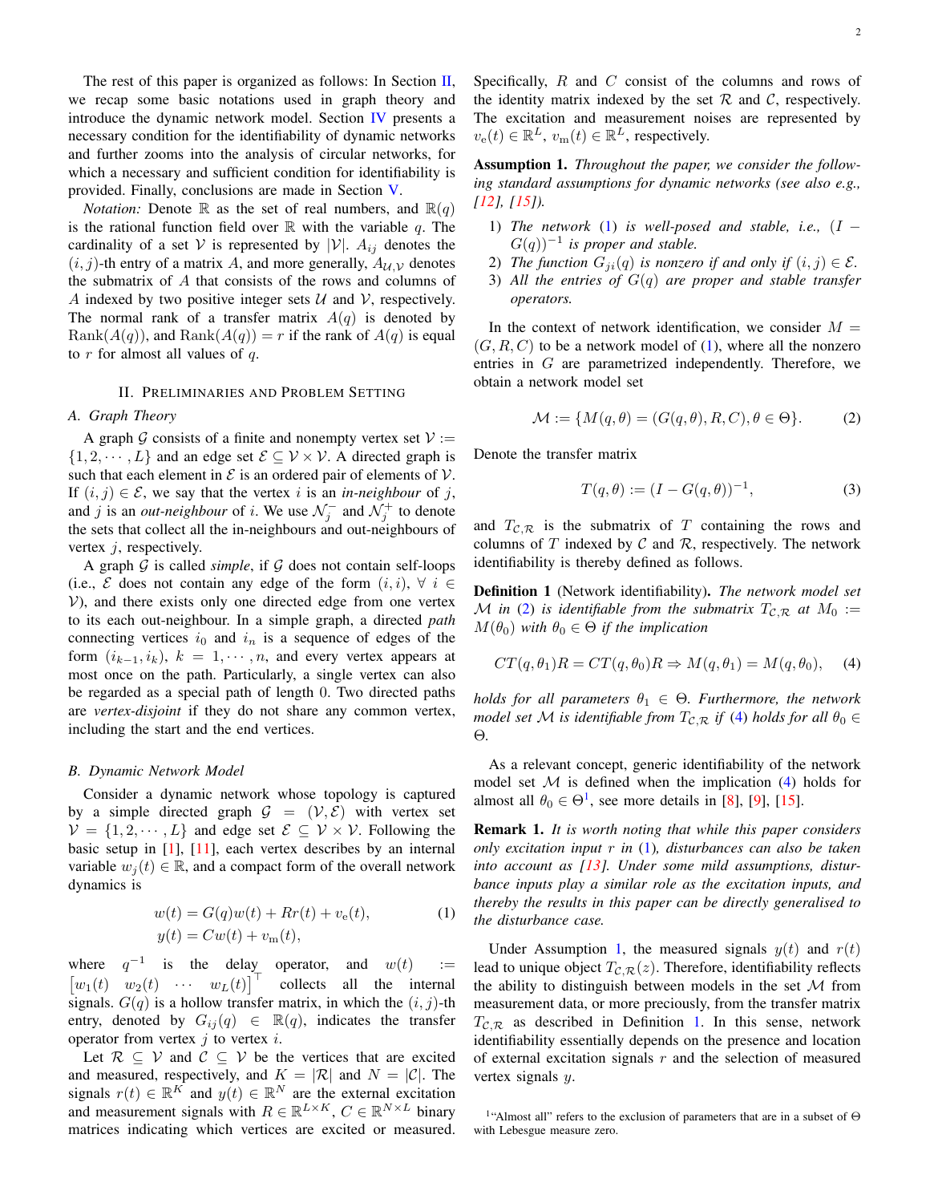The rest of this paper is organized as follows: In Section II, we recap some basic notations used in graph theory and introduce the dynamic network model. Section IV presents a necessary condition for the identifiability of dynamic networks and further zooms into the analysis of circular networks, for which a necessary and sufficient condition for identifiability is provided. Finally, conclusions are made in Section V.

*Notation:* Denote $\mathbb{R}$ as the set of real numbers, and $\mathbb{R}(q)$ is the rational function field over $\mathbb{R}$ with the variable $q$. The cardinality of a set $\mathcal{V}$ is represented by $|\mathcal{V}|$. $A_{ij}$ denotes the $(i,j)$-th entry of a matrix $A$, and more generally, $A_{\mathcal{U},\mathcal{V}}$ denotes the submatrix of $A$ that consists of the rows and columns of $A$ indexed by two positive integer sets $\mathcal{U}$ and $\mathcal{V}$, respectively. The normal rank of a transfer matrix $A(q)$ is denoted by $\mathrm{Rank}(A(q))$, and $\mathrm{Rank}(A(q)) = r$ if the rank of $A(q)$ is equal to $r$ for almost all values of $q$.

## II. Preliminaries and Problem Setting

### A. Graph Theory

A graph $\mathcal{G}$ consists of a finite and nonempty vertex set $\mathcal{V} := \{1, 2, \cdots, L\}$ and an edge set $\mathcal{E} \subseteq \mathcal{V} \times \mathcal{V}$. A directed graph is such that each element in $\mathcal{E}$ is an ordered pair of elements of $\mathcal{V}$. If $(i,j) \in \mathcal{E}$, we say that the vertex $i$ is an *in-neighbour* of $j$, and $j$ is an *out-neighbour* of $i$. We use $\mathcal{N}_j^-$ and $\mathcal{N}_j^+$ to denote the sets that collect all the in-neighbours and out-neighbours of vertex $j$, respectively.

A graph $\mathcal{G}$ is called *simple*, if $\mathcal{G}$ does not contain self-loops (i.e., $\mathcal{E}$ does not contain any edge of the form $(i,i)$, $\forall\, i \in \mathcal{V}$), and there exists only one directed edge from one vertex to its each out-neighbour. In a simple graph, a directed *path* connecting vertices $i_0$ and $i_n$ is a sequence of edges of the form $(i_{k-1}, i_k)$, $k = 1, \cdots, n$, and every vertex appears at most once on the path. Particularly, a single vertex can also be regarded as a special path of length $0$. Two directed paths are *vertex-disjoint* if they do not share any common vertex, including the start and the end vertices.

### B. Dynamic Network Model

Consider a dynamic network whose topology is captured by a simple directed graph $\mathcal{G} = (\mathcal{V}, \mathcal{E})$ with vertex set $\mathcal{V} = \{1, 2, \cdots, L\}$ and edge set $\mathcal{E} \subseteq \mathcal{V} \times \mathcal{V}$. Following the basic setup in [1], [11], each vertex describes by an internal variable $w_j(t) \in \mathbb{R}$, and a compact form of the overall network dynamics is

$$
\begin{aligned}
w(t) &= G(q)w(t) + Rr(t) + v_{\mathrm{e}}(t), \\
y(t) &= Cw(t) + v_{\mathrm{m}}(t),
\end{aligned} \tag{1}
$$

where $q^{-1}$ is the delay operator, and $w(t) := \begin{bmatrix} w_1(t) & w_2(t) & \cdots & w_L(t) \end{bmatrix}^\top$ collects all the internal signals. $G(q)$ is a hollow transfer matrix, in which the $(i,j)$-th entry, denoted by $G_{ij}(q) \in \mathbb{R}(q)$, indicates the transfer operator from vertex $j$ to vertex $i$.

Let $\mathcal{R} \subseteq \mathcal{V}$ and $\mathcal{C} \subseteq \mathcal{V}$ be the vertices that are excited and measured, respectively, and $K = |\mathcal{R}|$ and $N = |\mathcal{C}|$. The signals $r(t) \in \mathbb{R}^K$ and $y(t) \in \mathbb{R}^N$ are the external excitation and measurement signals with $R \in \mathbb{R}^{L \times K}$, $C \in \mathbb{R}^{N \times L}$ binary matrices indicating which vertices are excited or measured. Specifically, $R$ and $C$ consist of the columns and rows of the identity matrix indexed by the set $\mathcal{R}$ and $\mathcal{C}$, respectively. The excitation and measurement noises are represented by $v_{\mathrm{e}}(t) \in \mathbb{R}^L$, $v_{\mathrm{m}}(t) \in \mathbb{R}^L$, respectively.

**Assumption 1.** *Throughout the paper, we consider the following standard assumptions for dynamic networks (see also e.g., [12], [15]).*

1) *The network (1) is well-posed and stable, i.e., $(I - G(q))^{-1}$ is proper and stable.*
2) *The function $G_{ji}(q)$ is nonzero if and only if $(i,j) \in \mathcal{E}$.*
3) *All the entries of $G(q)$ are proper and stable transfer operators.*

In the context of network identification, we consider $M = (G, R, C)$ to be a network model of (1), where all the nonzero entries in $G$ are parametrized independently. Therefore, we obtain a network model set

$$
\mathcal{M} := \{M(q,\theta) = (G(q,\theta), R, C), \theta \in \Theta\}. \tag{2}
$$

Denote the transfer matrix

$$
T(q,\theta) := (I - G(q,\theta))^{-1}, \tag{3}
$$

and $T_{\mathcal{C},\mathcal{R}}$ is the submatrix of $T$ containing the rows and columns of $T$ indexed by $\mathcal{C}$ and $\mathcal{R}$, respectively. The network identifiability is thereby defined as follows.

**Definition 1** (Network identifiability). *The network model set $\mathcal{M}$ in (2) is identifiable from the submatrix $T_{\mathcal{C},\mathcal{R}}$ at $M_0 := M(\theta_0)$ with $\theta_0 \in \Theta$ if the implication*

$$
CT(q,\theta_1)R = CT(q,\theta_0)R \Rightarrow M(q,\theta_1) = M(q,\theta_0), \tag{4}
$$

*holds for all parameters $\theta_1 \in \Theta$. Furthermore, the network model set $\mathcal{M}$ is identifiable from $T_{\mathcal{C},\mathcal{R}}$ if (4) holds for all $\theta_0 \in \Theta$.*

As a relevant concept, generic identifiability of the network model set $\mathcal{M}$ is defined when the implication (4) holds for almost all $\theta_0 \in \Theta$[1], see more details in [8], [9], [15].

**Remark 1.** *It is worth noting that while this paper considers only excitation input $r$ in (1), disturbances can also be taken into account as [13]. Under some mild assumptions, disturbance inputs play a similar role as the excitation inputs, and thereby the results in this paper can be directly generalised to the disturbance case.*

Under Assumption 1, the measured signals $y(t)$ and $r(t)$ lead to unique object $T_{\mathcal{C},\mathcal{R}}(z)$. Therefore, identifiability reflects the ability to distinguish between models in the set $\mathcal{M}$ from measurement data, or more preciously, from the transfer matrix $T_{\mathcal{C},\mathcal{R}}$ as described in Definition 1. In this sense, network identifiability essentially depends on the presence and location of external excitation signals $r$ and the selection of measured vertex signals $y$.

[1] "Almost all" refers to the exclusion of parameters that are in a subset of $\Theta$ with Lebesgue measure zero.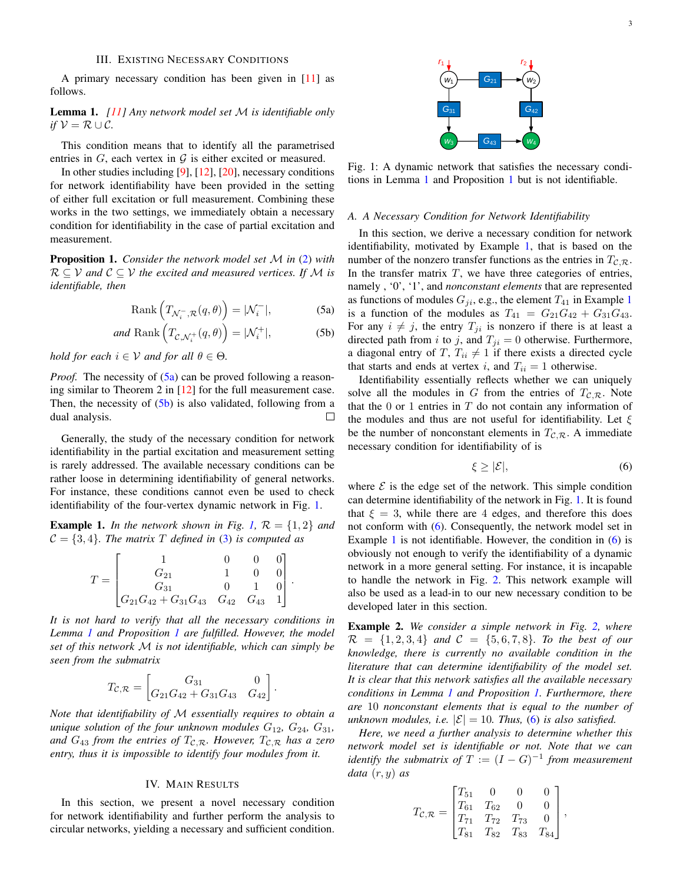## III. Existing Necessary Conditions

A primary necessary condition has been given in [11] as follows.

**Lemma 1.** *[11] Any network model set $\mathcal{M}$ is identifiable only if $\mathcal{V} = \mathcal{R} \cup \mathcal{C}$.*

This condition means that to identify all the parametrised entries in $G$, each vertex in $\mathcal{G}$ is either excited or measured.

In other studies including [9], [12], [20], necessary conditions for network identifiability have been provided in the setting of either full excitation or full measurement. Combining these works in the two settings, we immediately obtain a necessary condition for identifiability in the case of partial excitation and measurement.

**Proposition 1.** *Consider the network model set $\mathcal{M}$ in (2) with $\mathcal{R} \subseteq \mathcal{V}$ and $\mathcal{C} \subseteq \mathcal{V}$ the excited and measured vertices. If $\mathcal{M}$ is identifiable, then*

$$\text{Rank}\left(T_{\mathcal{N}_i^-,\mathcal{R}}(q,\theta)\right) = |\mathcal{N}_i^-|, \tag{5a}$$

$$\text{and } \text{Rank}\left(T_{\mathcal{C},\mathcal{N}_i^+}(q,\theta)\right) = |\mathcal{N}_i^+|, \tag{5b}$$

*hold for each $i \in \mathcal{V}$ and for all $\theta \in \Theta$.*

*Proof.* The necessity of (5a) can be proved following a reasoning similar to Theorem 2 in [12] for the full measurement case. Then, the necessity of (5b) is also validated, following from a dual analysis. □

Generally, the study of the necessary condition for network identifiability in the partial excitation and measurement setting is rarely addressed. The available necessary conditions can be rather loose in determining identifiability of general networks. For instance, these conditions cannot even be used to check identifiability of the four-vertex dynamic network in Fig. 1.

**Example 1.** *In the network shown in Fig. 1, $\mathcal{R} = \{1, 2\}$ and $\mathcal{C} = \{3, 4\}$. The matrix $T$ defined in (3) is computed as*

$$T = \begin{bmatrix} 1 & 0 & 0 & 0 \\ G_{21} & 1 & 0 & 0 \\ G_{31} & 0 & 1 & 0 \\ G_{21}G_{42} + G_{31}G_{43} & G_{42} & G_{43} & 1 \end{bmatrix}.$$

*It is not hard to verify that all the necessary conditions in Lemma 1 and Proposition 1 are fulfilled. However, the model set of this network $\mathcal{M}$ is not identifiable, which can simply be seen from the submatrix*

$$T_{\mathcal{C},\mathcal{R}} = \begin{bmatrix} G_{31} & 0 \\ G_{21}G_{42} + G_{31}G_{43} & G_{42} \end{bmatrix}.$$

*Note that identifiability of $\mathcal{M}$ essentially requires to obtain a unique solution of the four unknown modules $G_{12}$, $G_{24}$, $G_{31}$, and $G_{43}$ from the entries of $T_{\mathcal{C},\mathcal{R}}$. However, $T_{\mathcal{C},\mathcal{R}}$ has a zero entry, thus it is impossible to identify four modules from it.*

## IV. Main Results

In this section, we present a novel necessary condition for network identifiability and further perform the analysis to circular networks, yielding a necessary and sufficient condition.

Fig. 1: A dynamic network that satisfies the necessary conditions in Lemma 1 and Proposition 1 but is not identifiable.

### A. A Necessary Condition for Network Identifiability

In this section, we derive a necessary condition for network identifiability, motivated by Example 1, that is based on the number of the nonzero transfer functions as the entries in $T_{\mathcal{C},\mathcal{R}}$. In the transfer matrix $T$, we have three categories of entries, namely , '0', '1', and *nonconstant elements* that are represented as functions of modules $G_{ji}$, e.g., the element $T_{41}$ in Example 1 is a function of the modules as $T_{41} = G_{21}G_{42} + G_{31}G_{43}$. For any $i \neq j$, the entry $T_{ji}$ is nonzero if there is at least a directed path from $i$ to $j$, and $T_{ji} = 0$ otherwise. Furthermore, a diagonal entry of $T$, $T_{ii} \neq 1$ if there exists a directed cycle that starts and ends at vertex $i$, and $T_{ii} = 1$ otherwise.

Identifiability essentially reflects whether we can uniquely solve all the modules in $G$ from the entries of $T_{\mathcal{C},\mathcal{R}}$. Note that the 0 or 1 entries in $T$ do not contain any information of the modules and thus are not useful for identifiability. Let $\xi$ be the number of nonconstant elements in $T_{\mathcal{C},\mathcal{R}}$. A immediate necessary condition for identifiability of is

$$\xi \geq |\mathcal{E}|, \tag{6}$$

where $\mathcal{E}$ is the edge set of the network. This simple condition can determine identifiability of the network in Fig. 1. It is found that $\xi = 3$, while there are 4 edges, and therefore this does not conform with (6). Consequently, the network model set in Example 1 is not identifiable. However, the condition in (6) is obviously not enough to verify the identifiability of a dynamic network in a more general setting. For instance, it is incapable to handle the network in Fig. 2. This network example will also be used as a lead-in to our new necessary condition to be developed later in this section.

**Example 2.** *We consider a simple network in Fig. 2, where $\mathcal{R} = \{1, 2, 3, 4\}$ and $\mathcal{C} = \{5, 6, 7, 8\}$. To the best of our knowledge, there is currently no available condition in the literature that can determine identifiability of the model set. It is clear that this network satisfies all the available necessary conditions in Lemma 1 and Proposition 1. Furthermore, there are 10 nonconstant elements that is equal to the number of unknown modules, i.e. $|\mathcal{E}| = 10$. Thus, (6) is also satisfied.*

*Here, we need a further analysis to determine whether this network model set is identifiable or not. Note that we can identify the submatrix of $T := (I - G)^{-1}$ from measurement data $(r, y)$ as*

$$T_{\mathcal{C},\mathcal{R}} = \begin{bmatrix} T_{51} & 0 & 0 & 0 \\ T_{61} & T_{62} & 0 & 0 \\ T_{71} & T_{72} & T_{73} & 0 \\ T_{81} & T_{82} & T_{83} & T_{84} \end{bmatrix},$$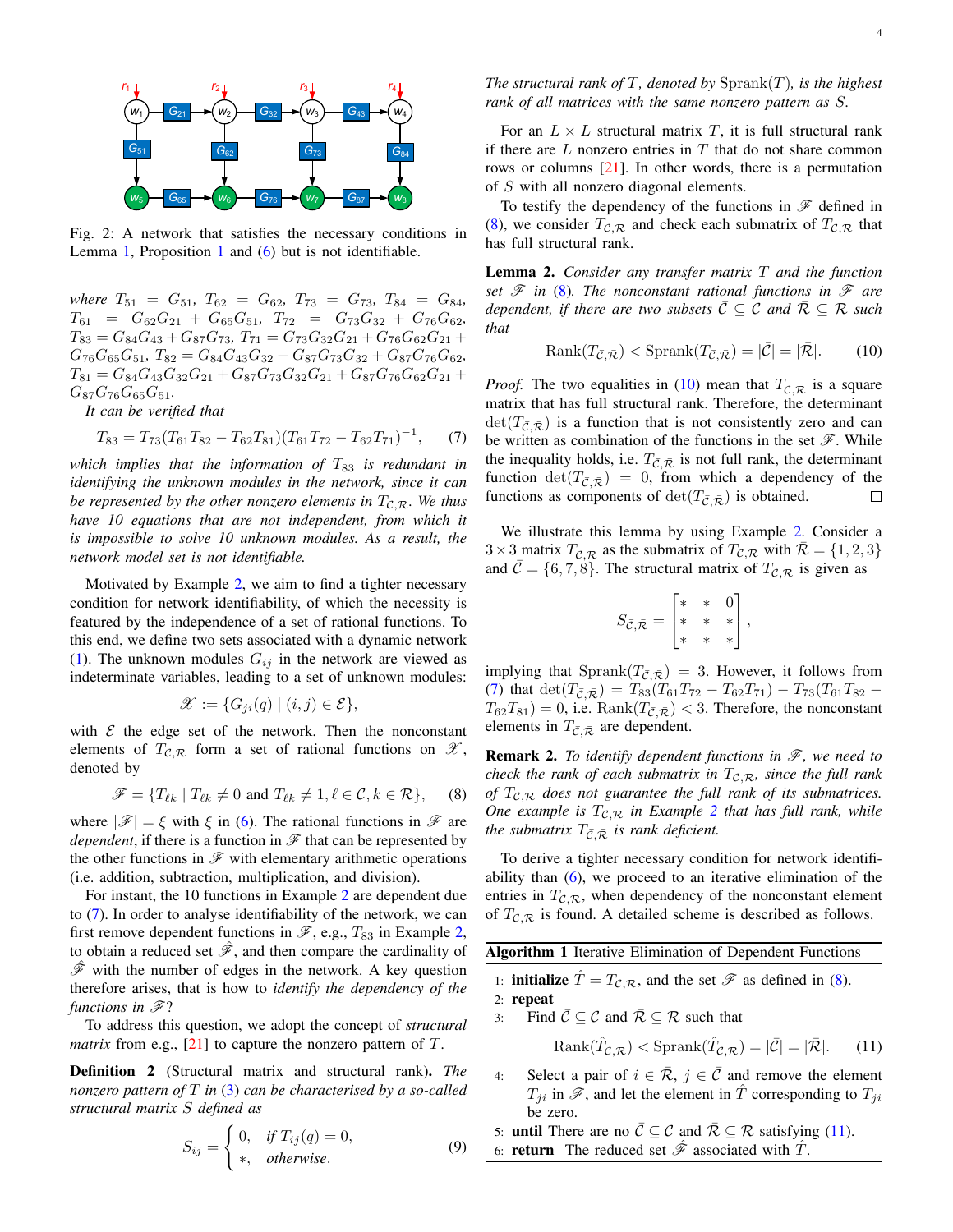Fig. 2: A network that satisfies the necessary conditions in Lemma 1, Proposition 1 and (6) but is not identifiable.

*where $T_{51} = G_{51}$, $T_{62} = G_{62}$, $T_{73} = G_{73}$, $T_{84} = G_{84}$, $T_{61} = G_{62}G_{21} + G_{65}G_{51}$, $T_{72} = G_{73}G_{32} + G_{76}G_{62}$, $T_{83} = G_{84}G_{43} + G_{87}G_{73}$, $T_{71} = G_{73}G_{32}G_{21} + G_{76}G_{62}G_{21} + G_{76}G_{65}G_{51}$, $T_{82} = G_{84}G_{43}G_{32} + G_{87}G_{73}G_{32} + G_{87}G_{76}G_{62}$, $T_{81} = G_{84}G_{43}G_{32}G_{21} + G_{87}G_{73}G_{32}G_{21} + G_{87}G_{76}G_{62}G_{21} + G_{87}G_{76}G_{65}G_{51}$.*

*It can be verified that*

$$T_{83} = T_{73}(T_{61}T_{82} - T_{62}T_{81})(T_{61}T_{72} - T_{62}T_{71})^{-1}, \quad (7)$$

*which implies that the information of $T_{83}$ is redundant in identifying the unknown modules in the network, since it can be represented by the other nonzero elements in $T_{\mathcal{C},\mathcal{R}}$. We thus have 10 equations that are not independent, from which it is impossible to solve 10 unknown modules. As a result, the network model set is not identifiable.*

Motivated by Example 2, we aim to find a tighter necessary condition for network identifiability, of which the necessity is featured by the independence of a set of rational functions. To this end, we define two sets associated with a dynamic network (1). The unknown modules $G_{ij}$ in the network are viewed as indeterminate variables, leading to a set of unknown modules:

$$\mathscr{X} := \{G_{ji}(q) \mid (i,j) \in \mathcal{E}\},$$

with $\mathcal{E}$ the edge set of the network. Then the nonconstant elements of $T_{\mathcal{C},\mathcal{R}}$ form a set of rational functions on $\mathscr{X}$, denoted by

$$\mathscr{F} = \{T_{\ell k} \mid T_{\ell k} \neq 0 \text{ and } T_{\ell k} \neq 1, \ell \in \mathcal{C}, k \in \mathcal{R}\}, \quad (8)$$

where $|\mathscr{F}| = \xi$ with $\xi$ in (6). The rational functions in $\mathscr{F}$ are *dependent*, if there is a function in $\mathscr{F}$ that can be represented by the other functions in $\mathscr{F}$ with elementary arithmetic operations (i.e. addition, subtraction, multiplication, and division).

For instant, the 10 functions in Example 2 are dependent due to (7). In order to analyse identifiability of the network, we can first remove dependent functions in $\mathscr{F}$, e.g., $T_{83}$ in Example 2, to obtain a reduced set $\hat{\mathscr{F}}$, and then compare the cardinality of $\hat{\mathscr{F}}$ with the number of edges in the network. A key question therefore arises, that is how to *identify the dependency of the functions in $\mathscr{F}$*?

To address this question, we adopt the concept of *structural matrix* from e.g., [21] to capture the nonzero pattern of $T$.

**Definition 2** (Structural matrix and structural rank). *The nonzero pattern of $T$ in (3) can be characterised by a so-called structural matrix $S$ defined as*

$$S_{ij} = \begin{cases} 0, & \text{if } T_{ij}(q) = 0, \\ *, & \text{otherwise.} \end{cases} \quad (9)$$

*The structural rank of $T$, denoted by $\mathrm{Sprank}(T)$, is the highest rank of all matrices with the same nonzero pattern as $S$.*

For an $L \times L$ structural matrix $T$, it is full structural rank if there are $L$ nonzero entries in $T$ that do not share common rows or columns [21]. In other words, there is a permutation of $S$ with all nonzero diagonal elements.

To testify the dependency of the functions in $\mathscr{F}$ defined in (8), we consider $T_{\mathcal{C},\mathcal{R}}$ and check each submatrix of $T_{\mathcal{C},\mathcal{R}}$ that has full structural rank.

**Lemma 2.** *Consider any transfer matrix $T$ and the function set $\mathscr{F}$ in (8). The nonconstant rational functions in $\mathscr{F}$ are dependent, if there are two subsets $\bar{\mathcal{C}} \subseteq \mathcal{C}$ and $\bar{\mathcal{R}} \subseteq \mathcal{R}$ such that*

$$\mathrm{Rank}(T_{\bar{\mathcal{C}},\bar{\mathcal{R}}}) < \mathrm{Sprank}(T_{\bar{\mathcal{C}},\bar{\mathcal{R}}}) = |\bar{\mathcal{C}}| = |\bar{\mathcal{R}}|. \quad (10)$$

*Proof.* The two equalities in (10) mean that $T_{\bar{\mathcal{C}},\bar{\mathcal{R}}}$ is a square matrix that has full structural rank. Therefore, the determinant $\det(T_{\bar{\mathcal{C}},\bar{\mathcal{R}}})$ is a function that is not consistently zero and can be written as combination of the functions in the set $\mathscr{F}$. While the inequality holds, i.e. $T_{\bar{\mathcal{C}},\bar{\mathcal{R}}}$ is not full rank, the determinant function $\det(T_{\bar{\mathcal{C}},\bar{\mathcal{R}}}) = 0$, from which a dependency of the functions as components of $\det(T_{\bar{\mathcal{C}},\bar{\mathcal{R}}})$ is obtained. ∎

We illustrate this lemma by using Example 2. Consider a $3 \times 3$ matrix $T_{\bar{\mathcal{C}},\bar{\mathcal{R}}}$ as the submatrix of $T_{\mathcal{C},\mathcal{R}}$ with $\bar{\mathcal{R}} = \{1,2,3\}$ and $\bar{\mathcal{C}} = \{6,7,8\}$. The structural matrix of $T_{\bar{\mathcal{C}},\bar{\mathcal{R}}}$ is given as

$$S_{\bar{\mathcal{C}},\bar{\mathcal{R}}} = \begin{bmatrix} * & * & 0 \\ * & * & * \\ * & * & * \end{bmatrix},$$

implying that $\mathrm{Sprank}(T_{\bar{\mathcal{C}},\bar{\mathcal{R}}}) = 3$. However, it follows from (7) that $\det(T_{\bar{\mathcal{C}},\bar{\mathcal{R}}}) = T_{83}(T_{61}T_{72} - T_{62}T_{71}) - T_{73}(T_{61}T_{82} - T_{62}T_{81}) = 0$, i.e. $\mathrm{Rank}(T_{\bar{\mathcal{C}},\bar{\mathcal{R}}}) < 3$. Therefore, the nonconstant elements in $T_{\bar{\mathcal{C}},\bar{\mathcal{R}}}$ are dependent.

**Remark 2.** *To identify dependent functions in $\mathscr{F}$, we need to check the rank of each submatrix in $T_{\mathcal{C},\mathcal{R}}$, since the full rank of $T_{\mathcal{C},\mathcal{R}}$ does not guarantee the full rank of its submatrices. One example is $T_{\mathcal{C},\mathcal{R}}$ in Example 2 that has full rank, while the submatrix $T_{\bar{\mathcal{C}},\bar{\mathcal{R}}}$ is rank deficient.*

To derive a tighter necessary condition for network identifiability than (6), we proceed to an iterative elimination of the entries in $T_{\mathcal{C},\mathcal{R}}$, when dependency of the nonconstant element of $T_{\mathcal{C},\mathcal{R}}$ is found. A detailed scheme is described as follows.

**Algorithm 1** Iterative Elimination of Dependent Functions

1: **initialize** $\hat{T} = T_{\mathcal{C},\mathcal{R}}$, and the set $\mathscr{F}$ as defined in (8).
2: **repeat**
3: Find $\bar{\mathcal{C}} \subseteq \mathcal{C}$ and $\bar{\mathcal{R}} \subseteq \mathcal{R}$ such that

$$\mathrm{Rank}(\hat{T}_{\bar{\mathcal{C}},\bar{\mathcal{R}}}) < \mathrm{Sprank}(\hat{T}_{\bar{\mathcal{C}},\bar{\mathcal{R}}}) = |\bar{\mathcal{C}}| = |\bar{\mathcal{R}}|. \quad (11)$$

4: Select a pair of $i \in \bar{\mathcal{R}}$, $j \in \bar{\mathcal{C}}$ and remove the element $T_{ji}$ in $\mathscr{F}$, and let the element in $\hat{T}$ corresponding to $T_{ji}$ be zero.
5: **until** There are no $\bar{\mathcal{C}} \subseteq \mathcal{C}$ and $\bar{\mathcal{R}} \subseteq \mathcal{R}$ satisfying (11).
6: **return** The reduced set $\hat{\mathscr{F}}$ associated with $\hat{T}$.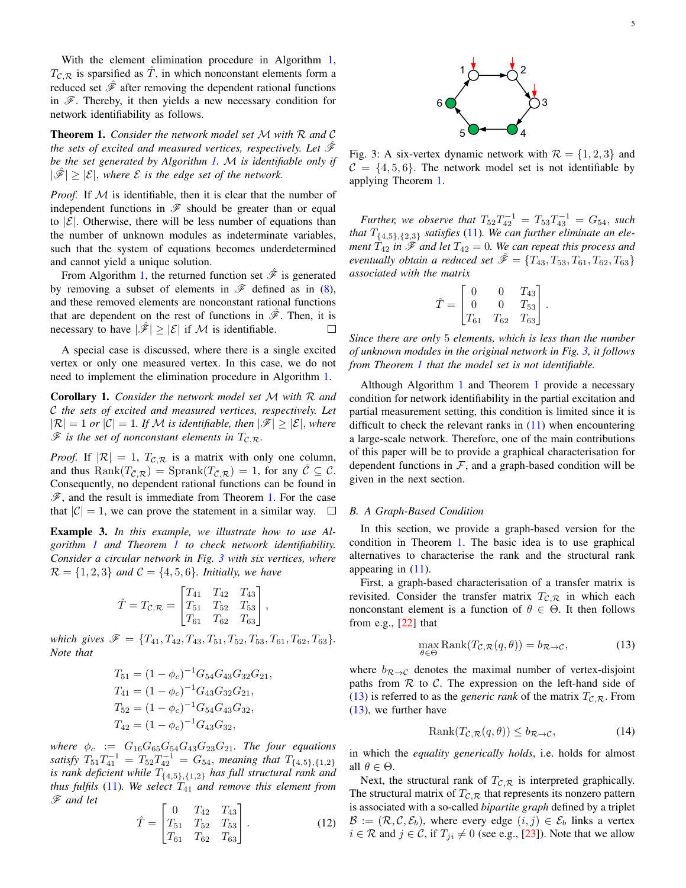With the element elimination procedure in Algorithm 1, $T_{\mathcal{C},\mathcal{R}}$ is sparsified as $\hat{T}$, in which nonconstant elements form a reduced set $\hat{\mathscr{F}}$ after removing the dependent rational functions in $\mathscr{F}$. Thereby, it then yields a new necessary condition for network identifiability as follows.

**Theorem 1.** *Consider the network model set $\mathcal{M}$ with $\mathcal{R}$ and $\mathcal{C}$ the sets of excited and measured vertices, respectively. Let $\hat{\mathscr{F}}$ be the set generated by Algorithm 1. $\mathcal{M}$ is identifiable only if $|\hat{\mathscr{F}}| \geq |\mathcal{E}|$, where $\mathcal{E}$ is the edge set of the network.*

*Proof.* If $\mathcal{M}$ is identifiable, then it is clear that the number of independent functions in $\mathscr{F}$ should be greater than or equal to $|\mathcal{E}|$. Otherwise, there will be less number of equations than the number of unknown modules as indeterminate variables, such that the system of equations becomes underdetermined and cannot yield a unique solution.

From Algorithm 1, the returned function set $\hat{\mathscr{F}}$ is generated by removing a subset of elements in $\mathscr{F}$ defined as in (8), and these removed elements are nonconstant rational functions that are dependent on the rest of functions in $\hat{\mathscr{F}}$. Then, it is necessary to have $|\hat{\mathscr{F}}| \geq |\mathcal{E}|$ if $\mathcal{M}$ is identifiable. □

A special case is discussed, where there is a single excited vertex or only one measured vertex. In this case, we do not need to implement the elimination procedure in Algorithm 1.

**Corollary 1.** *Consider the network model set $\mathcal{M}$ with $\mathcal{R}$ and $\mathcal{C}$ the sets of excited and measured vertices, respectively. Let $|\mathcal{R}| = 1$ or $|\mathcal{C}| = 1$. If $\mathcal{M}$ is identifiable, then $|\mathscr{F}| \geq |\mathcal{E}|$, where $\mathscr{F}$ is the set of nonconstant elements in $T_{\mathcal{C},\mathcal{R}}$.*

*Proof.* If $|\mathcal{R}| = 1$, $T_{\mathcal{C},\mathcal{R}}$ is a matrix with only one column, and thus $\mathrm{Rank}(T_{\bar{\mathcal{C}},\mathcal{R}}) = \mathrm{Sprank}(T_{\bar{\mathcal{C}},\mathcal{R}}) = 1$, for any $\bar{\mathcal{C}} \subseteq \mathcal{C}$. Consequently, no dependent rational functions can be found in $\mathscr{F}$, and the result is immediate from Theorem 1. For the case that $|\mathcal{C}| = 1$, we can prove the statement in a similar way. □

**Example 3.** *In this example, we illustrate how to use Algorithm 1 and Theorem 1 to check network identifiability. Consider a circular network in Fig. 3 with six vertices, where $\mathcal{R} = \{1, 2, 3\}$ and $\mathcal{C} = \{4, 5, 6\}$. Initially, we have*

$$\hat{T} = T_{\mathcal{C},\mathcal{R}} = \begin{bmatrix} T_{41} & T_{42} & T_{43} \\ T_{51} & T_{52} & T_{53} \\ T_{61} & T_{62} & T_{63} \end{bmatrix},$$

*which gives $\mathscr{F} = \{T_{41}, T_{42}, T_{43}, T_{51}, T_{52}, T_{53}, T_{61}, T_{62}, T_{63}\}$. Note that*

$$\begin{aligned} T_{51} &= (1 - \phi_c)^{-1} G_{54} G_{43} G_{32} G_{21}, \\ T_{41} &= (1 - \phi_c)^{-1} G_{43} G_{32} G_{21}, \\ T_{52} &= (1 - \phi_c)^{-1} G_{54} G_{43} G_{32}, \\ T_{42} &= (1 - \phi_c)^{-1} G_{43} G_{32}, \end{aligned}$$

*where $\phi_c := G_{16} G_{65} G_{54} G_{43} G_{23} G_{21}$. The four equations satisfy $T_{51} T_{41}^{-1} = T_{52} T_{42}^{-1} = G_{54}$, meaning that $T_{\{4,5\},\{1,2\}}$ is rank deficient while $T_{\{4,5\},\{1,2\}}$ has full structural rank and thus fulfils (11). We select $T_{41}$ and remove this element from $\mathscr{F}$ and let*

$$\hat{T} = \begin{bmatrix} 0 & T_{42} & T_{43} \\ T_{51} & T_{52} & T_{53} \\ T_{61} & T_{62} & T_{63} \end{bmatrix}. \tag{12}$$

Fig. 3: A six-vertex dynamic network with $\mathcal{R} = \{1, 2, 3\}$ and $\mathcal{C} = \{4, 5, 6\}$. The network model set is not identifiable by applying Theorem 1.

*Further, we observe that $T_{52} T_{42}^{-1} = T_{53} T_{43}^{-1} = G_{54}$, such that $T_{\{4,5\},\{2,3\}}$ satisfies (11). We can further eliminate an element $T_{42}$ in $\mathscr{F}$ and let $T_{42} = 0$. We can repeat this process and eventually obtain a reduced set $\hat{\mathscr{F}} = \{T_{43}, T_{53}, T_{61}, T_{62}, T_{63}\}$ associated with the matrix*

$$\hat{T} = \begin{bmatrix} 0 & 0 & T_{43} \\ 0 & 0 & T_{53} \\ T_{61} & T_{62} & T_{63} \end{bmatrix}.$$

*Since there are only 5 elements, which is less than the number of unknown modules in the original network in Fig. 3, it follows from Theorem 1 that the model set is not identifiable.*

Although Algorithm 1 and Theorem 1 provide a necessary condition for network identifiability in the partial excitation and partial measurement setting, this condition is limited since it is difficult to check the relevant ranks in (11) when encountering a large-scale network. Therefore, one of the main contributions of this paper will be to provide a graphical characterisation for dependent functions in $\mathcal{F}$, and a graph-based condition will be given in the next section.

### B. A Graph-Based Condition

In this section, we provide a graph-based version for the condition in Theorem 1. The basic idea is to use graphical alternatives to characterise the rank and the structural rank appearing in (11).

First, a graph-based characterisation of a transfer matrix is revisited. Consider the transfer matrix $T_{\mathcal{C},\mathcal{R}}$ in which each nonconstant element is a function of $\theta \in \Theta$. It then follows from e.g., [22] that

$$\max_{\theta \in \Theta} \mathrm{Rank}(T_{\mathcal{C},\mathcal{R}}(q, \theta)) = b_{\mathcal{R} \to \mathcal{C}}, \tag{13}$$

where $b_{\mathcal{R} \to \mathcal{C}}$ denotes the maximal number of vertex-disjoint paths from $\mathcal{R}$ to $\mathcal{C}$. The expression on the left-hand side of (13) is referred to as the *generic rank* of the matrix $T_{\mathcal{C},\mathcal{R}}$. From (13), we further have

$$\mathrm{Rank}(T_{\mathcal{C},\mathcal{R}}(q, \theta)) \leq b_{\mathcal{R} \to \mathcal{C}}, \tag{14}$$

in which the *equality generically holds*, i.e. holds for almost all $\theta \in \Theta$.

Next, the structural rank of $T_{\mathcal{C},\mathcal{R}}$ is interpreted graphically. The structural matrix of $T_{\mathcal{C},\mathcal{R}}$ that represents its nonzero pattern is associated with a so-called *bipartite graph* defined by a triplet $\mathcal{B} := (\mathcal{R}, \mathcal{C}, \mathcal{E}_b)$, where every edge $(i, j) \in \mathcal{E}_b$ links a vertex $i \in \mathcal{R}$ and $j \in \mathcal{C}$, if $T_{ji} \neq 0$ (see e.g., [23]). Note that we allow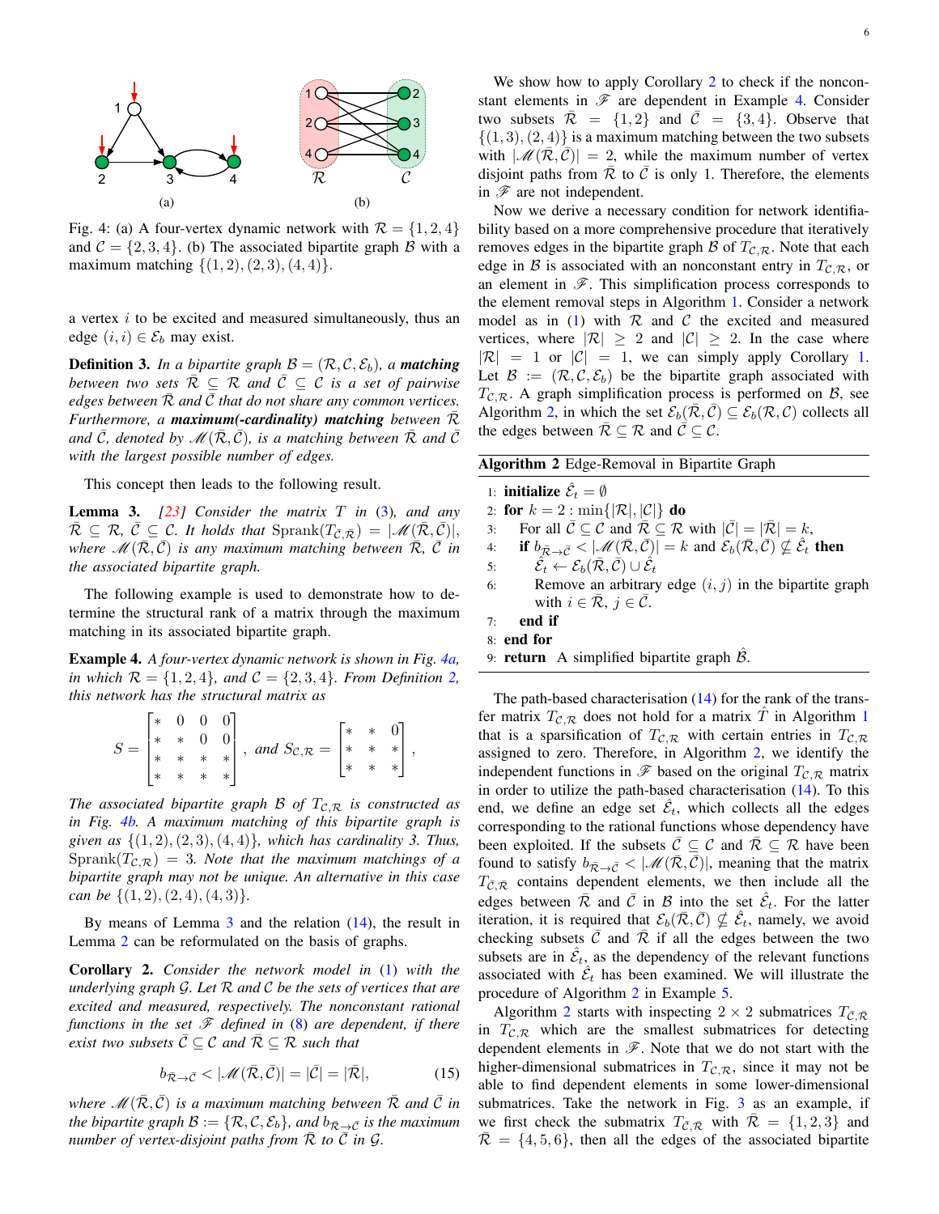Fig. 4: (a) A four-vertex dynamic network with $\mathcal{R} = \{1, 2, 4\}$ and $\mathcal{C} = \{2, 3, 4\}$. (b) The associated bipartite graph $\mathcal{B}$ with a maximum matching $\{(1, 2), (2, 3), (4, 4)\}$.

a vertex $i$ to be excited and measured simultaneously, thus an edge $(i, i) \in \mathcal{E}_b$ may exist.

**Definition 3.** *In a bipartite graph $\mathcal{B} = (\mathcal{R}, \mathcal{C}, \mathcal{E}_b)$, a* ***matching*** *between two sets $\bar{\mathcal{R}} \subseteq \mathcal{R}$ and $\bar{\mathcal{C}} \subseteq \mathcal{C}$ is a set of pairwise edges between $\bar{\mathcal{R}}$ and $\bar{\mathcal{C}}$ that do not share any common vertices. Furthermore, a* ***maximum(-cardinality) matching*** *between $\bar{\mathcal{R}}$ and $\bar{\mathcal{C}}$, denoted by $\mathscr{M}(\bar{\mathcal{R}}, \bar{\mathcal{C}})$, is a matching between $\bar{\mathcal{R}}$ and $\bar{\mathcal{C}}$ with the largest possible number of edges.*

This concept then leads to the following result.

**Lemma 3.** *[23] Consider the matrix $T$ in (3), and any $\bar{\mathcal{R}} \subseteq \mathcal{R}$, $\bar{\mathcal{C}} \subseteq \mathcal{C}$. It holds that $\mathrm{Sprank}(T_{\bar{\mathcal{C}},\bar{\mathcal{R}}}) = |\mathscr{M}(\bar{\mathcal{R}}, \bar{\mathcal{C}})|$, where $\mathscr{M}(\bar{\mathcal{R}}, \bar{\mathcal{C}})$ is any maximum matching between $\bar{\mathcal{R}}$, $\bar{\mathcal{C}}$ in the associated bipartite graph.*

The following example is used to demonstrate how to determine the structural rank of a matrix through the maximum matching in its associated bipartite graph.

**Example 4.** *A four-vertex dynamic network is shown in Fig. 4a, in which $\mathcal{R} = \{1, 2, 4\}$, and $\mathcal{C} = \{2, 3, 4\}$. From Definition 2, this network has the structural matrix as*

$$S = \begin{bmatrix} * & 0 & 0 & 0 \\ * & * & 0 & 0 \\ * & * & * & * \\ * & * & * & * \end{bmatrix}, \text{ and } S_{\mathcal{C},\mathcal{R}} = \begin{bmatrix} * & * & 0 \\ * & * & * \\ * & * & * \end{bmatrix},$$

*The associated bipartite graph $\mathcal{B}$ of $T_{\mathcal{C},\mathcal{R}}$ is constructed as in Fig. 4b. A maximum matching of this bipartite graph is given as $\{(1, 2), (2, 3), (4, 4)\}$, which has cardinality 3. Thus, $\mathrm{Sprank}(T_{\mathcal{C},\mathcal{R}}) = 3$. Note that the maximum matchings of a bipartite graph may not be unique. An alternative in this case can be $\{(1, 2), (2, 4), (4, 3)\}$.*

By means of Lemma 3 and the relation (14), the result in Lemma 2 can be reformulated on the basis of graphs.

**Corollary 2.** *Consider the network model in (1) with the underlying graph $\mathcal{G}$. Let $\mathcal{R}$ and $\mathcal{C}$ be the sets of vertices that are excited and measured, respectively. The nonconstant rational functions in the set $\mathscr{F}$ defined in (8) are dependent, if there exist two subsets $\bar{\mathcal{C}} \subseteq \mathcal{C}$ and $\bar{\mathcal{R}} \subseteq \mathcal{R}$ such that*

$$b_{\bar{\mathcal{R}} \to \bar{\mathcal{C}}} < |\mathscr{M}(\bar{\mathcal{R}}, \bar{\mathcal{C}})| = |\bar{\mathcal{C}}| = |\bar{\mathcal{R}}|, \tag{15}$$

*where $\mathscr{M}(\bar{\mathcal{R}}, \bar{\mathcal{C}})$ is a maximum matching between $\bar{\mathcal{R}}$ and $\bar{\mathcal{C}}$ in the bipartite graph $\mathcal{B} := \{\mathcal{R}, \mathcal{C}, \mathcal{E}_b\}$, and $b_{\bar{\mathcal{R}} \to \bar{\mathcal{C}}}$ is the maximum number of vertex-disjoint paths from $\bar{\mathcal{R}}$ to $\bar{\mathcal{C}}$ in $\mathcal{G}$.*

We show how to apply Corollary 2 to check if the nonconstant elements in $\mathscr{F}$ are dependent in Example 4. Consider two subsets $\bar{\mathcal{R}} = \{1, 2\}$ and $\bar{\mathcal{C}} = \{3, 4\}$. Observe that $\{(1, 3), (2, 4)\}$ is a maximum matching between the two subsets with $|\mathscr{M}(\bar{\mathcal{R}}, \bar{\mathcal{C}})| = 2$, while the maximum number of vertex disjoint paths from $\bar{\mathcal{R}}$ to $\bar{\mathcal{C}}$ is only 1. Therefore, the elements in $\mathscr{F}$ are not independent.

Now we derive a necessary condition for network identifiability based on a more comprehensive procedure that iteratively removes edges in the bipartite graph $\mathcal{B}$ of $T_{\mathcal{C},\mathcal{R}}$. Note that each edge in $\mathcal{B}$ is associated with an nonconstant entry in $T_{\mathcal{C},\mathcal{R}}$, or an element in $\mathscr{F}$. This simplification process corresponds to the element removal steps in Algorithm 1. Consider a network model as in (1) with $\mathcal{R}$ and $\mathcal{C}$ the excited and measured vertices, where $|\mathcal{R}| \geq 2$ and $|\mathcal{C}| \geq 2$. In the case where $|\mathcal{R}| = 1$ or $|\mathcal{C}| = 1$, we can simply apply Corollary 1. Let $\mathcal{B} := (\mathcal{R}, \mathcal{C}, \mathcal{E}_b)$ be the bipartite graph associated with $T_{\mathcal{C},\mathcal{R}}$. A graph simplification process is performed on $\mathcal{B}$, see Algorithm 2, in which the set $\mathcal{E}_b(\bar{\mathcal{R}}, \bar{\mathcal{C}}) \subseteq \mathcal{E}_b(\mathcal{R}, \mathcal{C})$ collects all the edges between $\bar{\mathcal{R}} \subseteq \mathcal{R}$ and $\bar{\mathcal{C}} \subseteq \mathcal{C}$.

**Algorithm 2** Edge-Removal in Bipartite Graph

```
1: initialize Ê_t = ∅
2: for k = 2 : min{|R|, |C|} do
3:    For all C̄ ⊆ C and R̄ ⊆ R with |C̄| = |R̄| = k,
4:    if b_{R̄→C̄} < |M(R̄, C̄)| = k and E_b(R̄, C̄) ⊄ Ê_t then
5:       Ê_t ← E_b(R̄, C̄) ∪ Ê_t
6:       Remove an arbitrary edge (i, j) in the bipartite graph
         with i ∈ R̄, j ∈ C̄.
7:    end if
8: end for
9: return A simplified bipartite graph B̂.
```

The path-based characterisation (14) for the rank of the transfer matrix $T_{\mathcal{C},\mathcal{R}}$ does not hold for a matrix $\hat{T}$ in Algorithm 1 that is a sparsification of $T_{\mathcal{C},\mathcal{R}}$ with certain entries in $T_{\mathcal{C},\mathcal{R}}$ assigned to zero. Therefore, in Algorithm 2, we identify the independent functions in $\mathscr{F}$ based on the original $T_{\mathcal{C},\mathcal{R}}$ matrix in order to utilize the path-based characterisation (14). To this end, we define an edge set $\hat{\mathcal{E}}_t$, which collects all the edges corresponding to the rational functions whose dependency have been exploited. If the subsets $\bar{\mathcal{C}} \subseteq \mathcal{C}$ and $\bar{\mathcal{R}} \subseteq \mathcal{R}$ have been found to satisfy $b_{\bar{\mathcal{R}} \to \bar{\mathcal{C}}} < |\mathscr{M}(\bar{\mathcal{R}}, \bar{\mathcal{C}})|$, meaning that the matrix $T_{\bar{\mathcal{C}},\bar{\mathcal{R}}}$ contains dependent elements, we then include all the edges between $\bar{\mathcal{R}}$ and $\bar{\mathcal{C}}$ in $\mathcal{B}$ into the set $\hat{\mathcal{E}}_t$. For the latter iteration, it is required that $\mathcal{E}_b(\bar{\mathcal{R}}, \bar{\mathcal{C}}) \not\subseteq \hat{\mathcal{E}}_t$, namely, we avoid checking subsets $\bar{\mathcal{C}}$ and $\bar{\mathcal{R}}$ if all the edges between the two subsets are in $\hat{\mathcal{E}}_t$, as the dependency of the relevant functions associated with $\hat{\mathcal{E}}_t$ has been examined. We will illustrate the procedure of Algorithm 2 in Example 5.

Algorithm 2 starts with inspecting $2 \times 2$ submatrices $T_{\bar{\mathcal{C}},\bar{\mathcal{R}}}$ in $T_{\mathcal{C},\mathcal{R}}$ which are the smallest submatrices for detecting dependent elements in $\mathscr{F}$. Note that we do not start with the higher-dimensional submatrices in $T_{\mathcal{C},\mathcal{R}}$, since it may not be able to find dependent elements in some lower-dimensional submatrices. Take the network in Fig. 3 as an example, if we first check the submatrix $T_{\bar{\mathcal{C}},\bar{\mathcal{R}}}$ with $\bar{\mathcal{R}} = \{1, 2, 3\}$ and $\bar{\mathcal{R}} = \{4, 5, 6\}$, then all the edges of the associated bipartite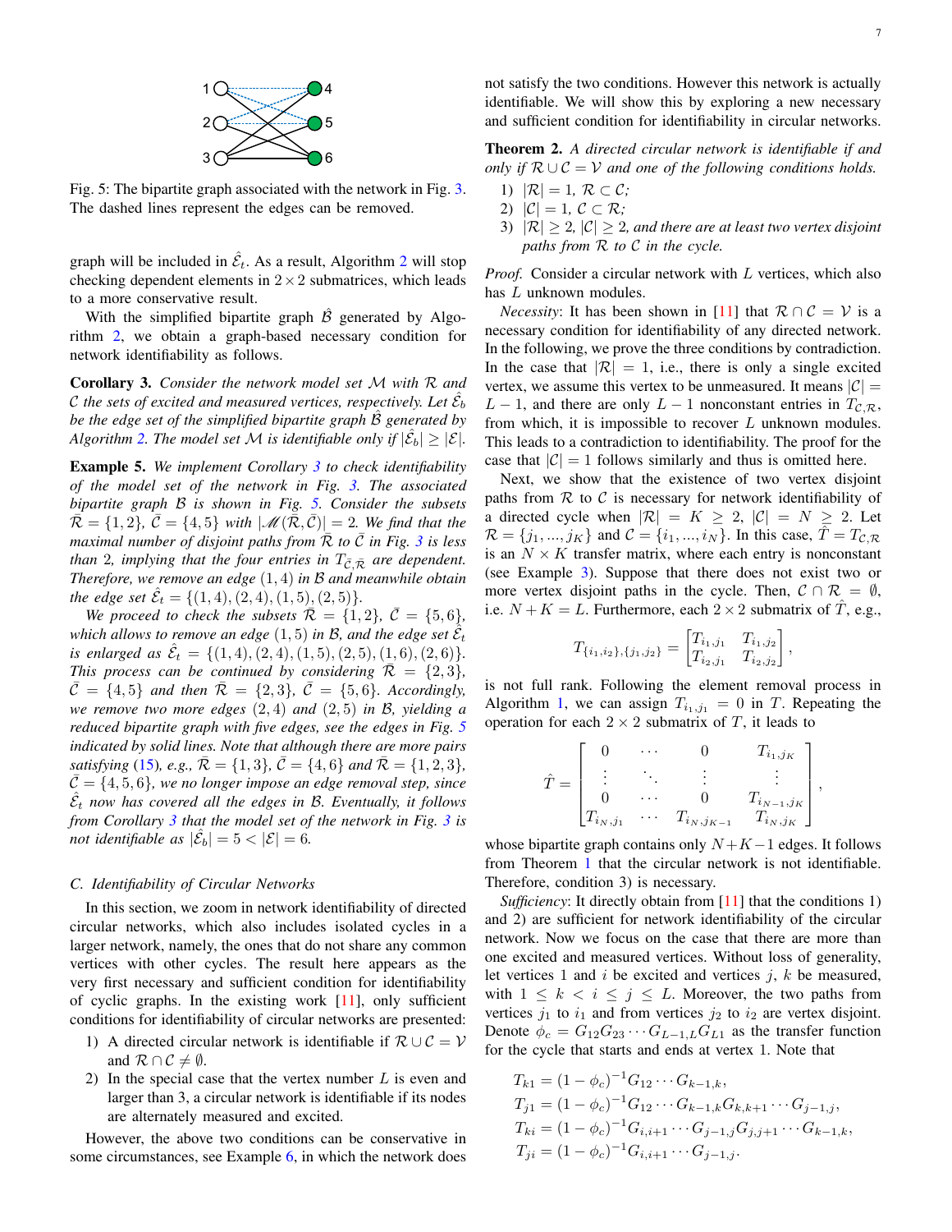Fig. 5: The bipartite graph associated with the network in Fig. 3. The dashed lines represent the edges can be removed.

graph will be included in $\hat{\mathcal{E}}_t$. As a result, Algorithm 2 will stop checking dependent elements in $2 \times 2$ submatrices, which leads to a more conservative result.

With the simplified bipartite graph $\hat{\mathcal{B}}$ generated by Algorithm 2, we obtain a graph-based necessary condition for network identifiability as follows.

**Corollary 3.** *Consider the network model set $\mathcal{M}$ with $\mathcal{R}$ and $\mathcal{C}$ the sets of excited and measured vertices, respectively. Let $\hat{\mathcal{E}}_b$ be the edge set of the simplified bipartite graph $\hat{\mathcal{B}}$ generated by Algorithm 2. The model set $\mathcal{M}$ is identifiable only if $|\hat{\mathcal{E}}_b| \geq |\mathcal{E}|$.*

**Example 5.** *We implement Corollary 3 to check identifiability of the model set of the network in Fig. 3. The associated bipartite graph $\mathcal{B}$ is shown in Fig. 5. Consider the subsets $\bar{\mathcal{R}} = \{1, 2\}$, $\bar{\mathcal{C}} = \{4, 5\}$ with $|\mathscr{M}(\bar{\mathcal{R}}, \bar{\mathcal{C}})| = 2$. We find that the maximal number of disjoint paths from $\bar{\mathcal{R}}$ to $\bar{\mathcal{C}}$ in Fig. 3 is less than 2, implying that the four entries in $T_{\bar{\mathcal{C}},\bar{\mathcal{R}}}$ are dependent. Therefore, we remove an edge $(1, 4)$ in $\mathcal{B}$ and meanwhile obtain the edge set $\hat{\mathcal{E}}_t = \{(1, 4), (2, 4), (1, 5), (2, 5)\}$.*

*We proceed to check the subsets $\bar{\mathcal{R}} = \{1, 2\}$, $\bar{\mathcal{C}} = \{5, 6\}$, which allows to remove an edge $(1, 5)$ in $\mathcal{B}$, and the edge set $\hat{\mathcal{E}}_t$ is enlarged as $\hat{\mathcal{E}}_t = \{(1, 4), (2, 4), (1, 5), (2, 5), (1, 6), (2, 6)\}$. This process can be continued by considering $\bar{\mathcal{R}} = \{2, 3\}$, $\bar{\mathcal{C}} = \{4, 5\}$ and then $\bar{\mathcal{R}} = \{2, 3\}$, $\bar{\mathcal{C}} = \{5, 6\}$. Accordingly, we remove two more edges $(2, 4)$ and $(2, 5)$ in $\mathcal{B}$, yielding a reduced bipartite graph with five edges, see the edges in Fig. 5 indicated by solid lines. Note that although there are more pairs satisfying (15), e.g., $\bar{\mathcal{R}} = \{1, 3\}$, $\bar{\mathcal{C}} = \{4, 6\}$ and $\bar{\mathcal{R}} = \{1, 2, 3\}$, $\bar{\mathcal{C}} = \{4, 5, 6\}$, we no longer impose an edge removal step, since $\hat{\mathcal{E}}_t$ now has covered all the edges in $\mathcal{B}$. Eventually, it follows from Corollary 3 that the model set of the network in Fig. 3 is not identifiable as $|\hat{\mathcal{E}}_b| = 5 < |\mathcal{E}| = 6$.*

### C. Identifiability of Circular Networks

In this section, we zoom in network identifiability of directed circular networks, which also includes isolated cycles in a larger network, namely, the ones that do not share any common vertices with other cycles. The result here appears as the very first necessary and sufficient condition for identifiability of cyclic graphs. In the existing work [11], only sufficient conditions for identifiability of circular networks are presented:

1) A directed circular network is identifiable if $\mathcal{R} \cup \mathcal{C} = \mathcal{V}$ and $\mathcal{R} \cap \mathcal{C} \neq \emptyset$.
2) In the special case that the vertex number $L$ is even and larger than 3, a circular network is identifiable if its nodes are alternately measured and excited.

However, the above two conditions can be conservative in some circumstances, see Example 6, in which the network does not satisfy the two conditions. However this network is actually identifiable. We will show this by exploring a new necessary and sufficient condition for identifiability in circular networks.

**Theorem 2.** *A directed circular network is identifiable if and only if $\mathcal{R} \cup \mathcal{C} = \mathcal{V}$ and one of the following conditions holds.*

1) *$|\mathcal{R}| = 1$, $\mathcal{R} \subset \mathcal{C}$;*
2) *$|\mathcal{C}| = 1$, $\mathcal{C} \subset \mathcal{R}$;*
3) *$|\mathcal{R}| \geq 2$, $|\mathcal{C}| \geq 2$, and there are at least two vertex disjoint paths from $\mathcal{R}$ to $\mathcal{C}$ in the cycle.*

*Proof.* Consider a circular network with $L$ vertices, which also has $L$ unknown modules.

*Necessity*: It has been shown in [11] that $\mathcal{R} \cap \mathcal{C} = \mathcal{V}$ is a necessary condition for identifiability of any directed network. In the following, we prove the three conditions by contradiction. In the case that $|\mathcal{R}| = 1$, i.e., there is only a single excited vertex, we assume this vertex to be unmeasured. It means $|\mathcal{C}| = L - 1$, and there are only $L - 1$ nonconstant entries in $T_{\mathcal{C},\mathcal{R}}$, from which, it is impossible to recover $L$ unknown modules. This leads to a contradiction to identifiability. The proof for the case that $|\mathcal{C}| = 1$ follows similarly and thus is omitted here.

Next, we show that the existence of two vertex disjoint paths from $\mathcal{R}$ to $\mathcal{C}$ is necessary for network identifiability of a directed cycle when $|\mathcal{R}| = K \geq 2$, $|\mathcal{C}| = N \geq 2$. Let $\mathcal{R} = \{j_1, ..., j_K\}$ and $\mathcal{C} = \{i_1, ..., i_N\}$. In this case, $\hat{T} = T_{\mathcal{C},\mathcal{R}}$ is an $N \times K$ transfer matrix, where each entry is nonconstant (see Example 3). Suppose that there does not exist two or more vertex disjoint paths in the cycle. Then, $\mathcal{C} \cap \mathcal{R} = \emptyset$, i.e. $N + K = L$. Furthermore, each $2 \times 2$ submatrix of $\hat{T}$, e.g.,

$$
T_{\{i_1,i_2\},\{j_1,j_2\}} = \begin{bmatrix} T_{i_1,j_1} & T_{i_1,j_2} \\ T_{i_2,j_1} & T_{i_2,j_2} \end{bmatrix},
$$

is not full rank. Following the element removal process in Algorithm 1, we can assign $T_{i_1,j_1} = 0$ in $T$. Repeating the operation for each $2 \times 2$ submatrix of $T$, it leads to

$$
\hat{T} = \begin{bmatrix} 0 & \cdots & 0 & T_{i_1,j_K} \\ \vdots & \ddots & \vdots & \vdots \\ 0 & \cdots & 0 & T_{i_{N-1},j_K} \\ T_{i_N,j_1} & \cdots & T_{i_N,j_{K-1}} & T_{i_N,j_K} \end{bmatrix},
$$

whose bipartite graph contains only $N + K - 1$ edges. It follows from Theorem 1 that the circular network is not identifiable. Therefore, condition 3) is necessary.

*Sufficiency*: It directly obtain from [11] that the conditions 1) and 2) are sufficient for network identifiability of the circular network. Now we focus on the case that there are more than one excited and measured vertices. Without loss of generality, let vertices 1 and $i$ be excited and vertices $j$, $k$ be measured, with $1 \leq k < i \leq j \leq L$. Moreover, the two paths from vertices $j_1$ to $i_1$ and from vertices $j_2$ to $i_2$ are vertex disjoint. Denote $\phi_c = G_{12}G_{23} \cdots G_{L-1,L}G_{L1}$ as the transfer function for the cycle that starts and ends at vertex 1. Note that

$$
\begin{aligned}
T_{k1} &= (1 - \phi_c)^{-1} G_{12} \cdots G_{k-1,k}, \\
T_{j1} &= (1 - \phi_c)^{-1} G_{12} \cdots G_{k-1,k} G_{k,k+1} \cdots G_{j-1,j}, \\
T_{ki} &= (1 - \phi_c)^{-1} G_{i,i+1} \cdots G_{j-1,j} G_{j,j+1} \cdots G_{k-1,k}, \\
T_{ji} &= (1 - \phi_c)^{-1} G_{i,i+1} \cdots G_{j-1,j}.
\end{aligned}
$$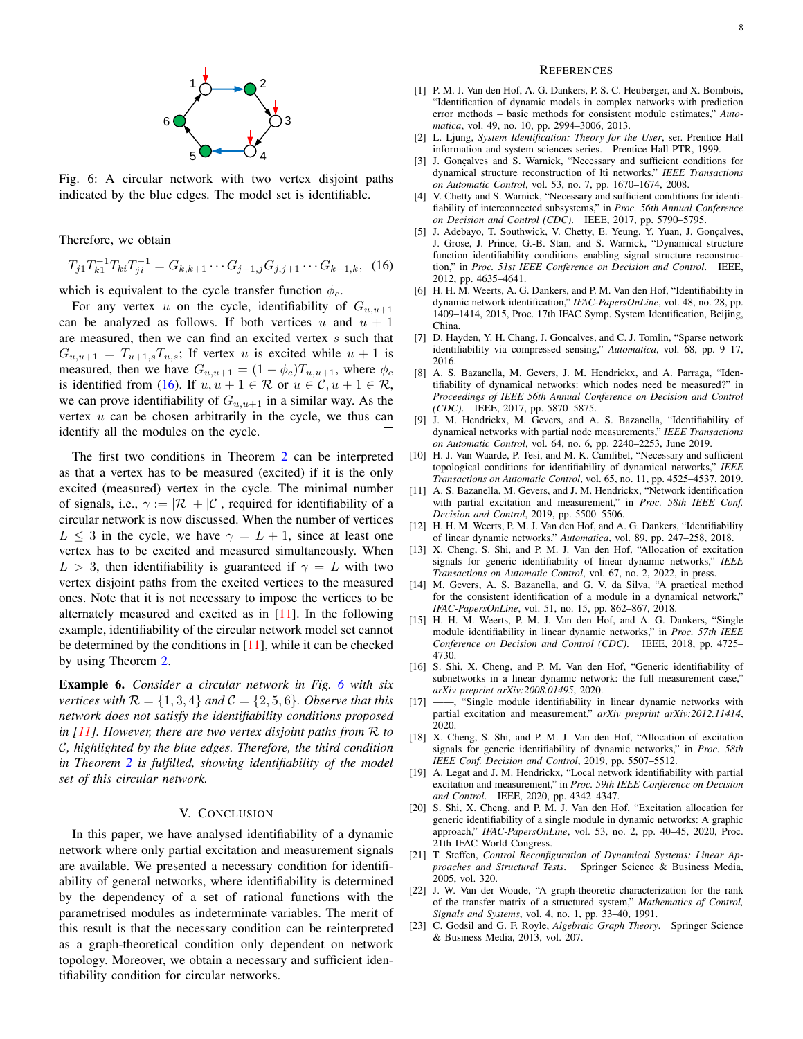1 2 3 4 5 6

Fig. 6: A circular network with two vertex disjoint paths indicated by the blue edges. The model set is identifiable.

Therefore, we obtain

$$T_{j1}T_{k1}^{-1}T_{ki}T_{ji}^{-1} = G_{k,k+1}\cdots G_{j-1,j}G_{j,j+1}\cdots G_{k-1,k}, \quad (16)$$

which is equivalent to the cycle transfer function $\phi_c$.

For any vertex $u$ on the cycle, identifiability of $G_{u,u+1}$ can be analyzed as follows. If both vertices $u$ and $u+1$ are measured, then we can find an excited vertex $s$ such that $G_{u,u+1} = T_{u+1,s}T_{u,s}$; If vertex $u$ is excited while $u+1$ is measured, then we have $G_{u,u+1} = (1-\phi_c)T_{u,u+1}$, where $\phi_c$ is identified from (16). If $u, u+1 \in \mathcal{R}$ or $u \in \mathcal{C}, u+1 \in \mathcal{R}$, we can prove identifiability of $G_{u,u+1}$ in a similar way. As the vertex $u$ can be chosen arbitrarily in the cycle, we thus can identify all the modules on the cycle. □

The first two conditions in Theorem 2 can be interpreted as that a vertex has to be measured (excited) if it is the only excited (measured) vertex in the cycle. The minimal number of signals, i.e., $\gamma := |\mathcal{R}| + |\mathcal{C}|$, required for identifiability of a circular network is now discussed. When the number of vertices $L \leq 3$ in the cycle, we have $\gamma = L+1$, since at least one vertex has to be excited and measured simultaneously. When $L > 3$, then identifiability is guaranteed if $\gamma = L$ with two vertex disjoint paths from the excited vertices to the measured ones. Note that it is not necessary to impose the vertices to be alternately measured and excited as in [11]. In the following example, identifiability of the circular network model set cannot be determined by the conditions in [11], while it can be checked by using Theorem 2.

**Example 6.** *Consider a circular network in Fig. 6 with six vertices with $\mathcal{R} = \{1, 3, 4\}$ and $\mathcal{C} = \{2, 5, 6\}$. Observe that this network does not satisfy the identifiability conditions proposed in [11]. However, there are two vertex disjoint paths from $\mathcal{R}$ to $\mathcal{C}$, highlighted by the blue edges. Therefore, the third condition in Theorem 2 is fulfilled, showing identifiability of the model set of this circular network.*

## V. Conclusion

In this paper, we have analysed identifiability of a dynamic network where only partial excitation and measurement signals are available. We presented a necessary condition for identifiability of general networks, where identifiability is determined by the dependency of a set of rational functions with the parametrised modules as indeterminate variables. The merit of this result is that the necessary condition can be reinterpreted as a graph-theoretical condition only dependent on network topology. Moreover, we obtain a necessary and sufficient identifiability condition for circular networks.

## References

[1] P. M. J. Van den Hof, A. G. Dankers, P. S. C. Heuberger, and X. Bombois, "Identification of dynamic models in complex networks with prediction error methods – basic methods for consistent module estimates," *Automatica*, vol. 49, no. 10, pp. 2994–3006, 2013.

[2] L. Ljung, *System Identification: Theory for the User*, ser. Prentice Hall information and system sciences series. Prentice Hall PTR, 1999.

[3] J. Gonçalves and S. Warnick, "Necessary and sufficient conditions for dynamical structure reconstruction of lti networks," *IEEE Transactions on Automatic Control*, vol. 53, no. 7, pp. 1670–1674, 2008.

[4] V. Chetty and S. Warnick, "Necessary and sufficient conditions for identifiability of interconnected subsystems," in *Proc. 56th Annual Conference on Decision and Control (CDC)*. IEEE, 2017, pp. 5790–5795.

[5] J. Adebayo, T. Southwick, V. Chetty, E. Yeung, Y. Yuan, J. Gonçalves, J. Grose, J. Prince, G.-B. Stan, and S. Warnick, "Dynamical structure function identifiability conditions enabling signal structure reconstruction," in *Proc. 51st IEEE Conference on Decision and Control*. IEEE, 2012, pp. 4635–4641.

[6] H. H. M. Weerts, A. G. Dankers, and P. M. Van den Hof, "Identifiability in dynamic network identification," *IFAC-PapersOnLine*, vol. 48, no. 28, pp. 1409–1414, 2015, Proc. 17th IFAC Symp. System Identification, Beijing, China.

[7] D. Hayden, Y. H. Chang, J. Goncalves, and C. J. Tomlin, "Sparse network identifiability via compressed sensing," *Automatica*, vol. 68, pp. 9–17, 2016.

[8] A. S. Bazanella, M. Gevers, J. M. Hendrickx, and A. Parraga, "Identifiability of dynamical networks: which nodes need be measured?" in *Proceedings of IEEE 56th Annual Conference on Decision and Control (CDC)*. IEEE, 2017, pp. 5870–5875.

[9] J. M. Hendrickx, M. Gevers, and A. S. Bazanella, "Identifiability of dynamical networks with partial node measurements," *IEEE Transactions on Automatic Control*, vol. 64, no. 6, pp. 2240–2253, June 2019.

[10] H. J. Van Waarde, P. Tesi, and M. K. Camlibel, "Necessary and sufficient topological conditions for identifiability of dynamical networks," *IEEE Transactions on Automatic Control*, vol. 65, no. 11, pp. 4525–4537, 2019.

[11] A. S. Bazanella, M. Gevers, and J. M. Hendrickx, "Network identification with partial excitation and measurement," in *Proc. 58th IEEE Conf. Decision and Control*, 2019, pp. 5500–5506.

[12] H. H. M. Weerts, P. M. J. Van den Hof, and A. G. Dankers, "Identifiability of linear dynamic networks," *Automatica*, vol. 89, pp. 247–258, 2018.

[13] X. Cheng, S. Shi, and P. M. J. Van den Hof, "Allocation of excitation signals for generic identifiability of linear dynamic networks," *IEEE Transactions on Automatic Control*, vol. 67, no. 2, 2022, in press.

[14] M. Gevers, A. S. Bazanella, and G. V. da Silva, "A practical method for the consistent identification of a module in a dynamical network," *IFAC-PapersOnLine*, vol. 51, no. 15, pp. 862–867, 2018.

[15] H. H. M. Weerts, P. M. J. Van den Hof, and A. G. Dankers, "Single module identifiability in linear dynamic networks," in *Proc. 57th IEEE Conference on Decision and Control (CDC)*. IEEE, 2018, pp. 4725–4730.

[16] S. Shi, X. Cheng, and P. M. J. Van den Hof, "Generic identifiability of subnetworks in a linear dynamic network: the full measurement case," *arXiv preprint arXiv:2008.01495*, 2020.

[17] ——, "Single module identifiability in linear dynamic networks with partial excitation and measurement," *arXiv preprint arXiv:2012.11414*, 2020.

[18] X. Cheng, S. Shi, and P. M. J. Van den Hof, "Allocation of excitation signals for generic identifiability of dynamic networks," in *Proc. 58th IEEE Conf. Decision and Control*, 2019, pp. 5507–5512.

[19] A. Legat and J. M. Hendrickx, "Local network identifiability with partial excitation and measurement," in *Proc. 59th IEEE Conference on Decision and Control*. IEEE, 2020, pp. 4342–4347.

[20] S. Shi, X. Cheng, and P. M. J. Van den Hof, "Excitation allocation for generic identifiability of a single module in dynamic networks: A graphic approach," *IFAC-PapersOnLine*, vol. 53, no. 2, pp. 40–45, 2020, Proc. 21th IFAC World Congress.

[21] T. Steffen, *Control Reconfiguration of Dynamical Systems: Linear Approaches and Structural Tests*. Springer Science & Business Media, 2005, vol. 320.

[22] J. W. Van der Woude, "A graph-theoretic characterization for the rank of the transfer matrix of a structured system," *Mathematics of Control, Signals and Systems*, vol. 4, no. 1, pp. 33–40, 1991.

[23] C. Godsil and G. F. Royle, *Algebraic Graph Theory*. Springer Science & Business Media, 2013, vol. 207.